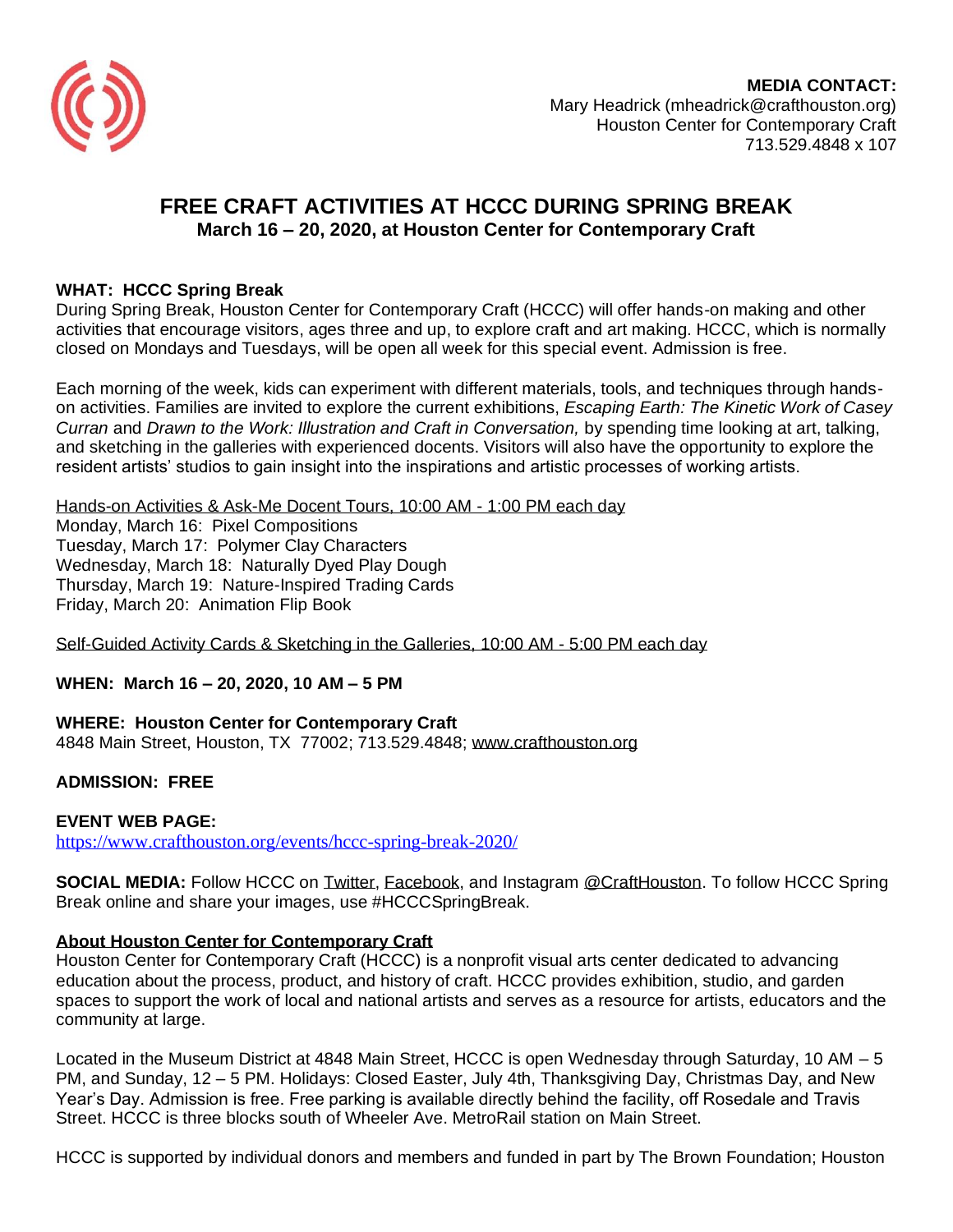**MEDIA CONTACT:**
Mary Headrick (mheadrick@crafthouston.org)
Houston Center for Contemporary Craft
713.529.4848 x 107

# FREE CRAFT ACTIVITIES AT HCCC DURING SPRING BREAK

**March 16 – 20, 2020, at Houston Center for Contemporary Craft**

**WHAT: HCCC Spring Break**
During Spring Break, Houston Center for Contemporary Craft (HCCC) will offer hands-on making and other activities that encourage visitors, ages three and up, to explore craft and art making. HCCC, which is normally closed on Mondays and Tuesdays, will be open all week for this special event. Admission is free.

Each morning of the week, kids can experiment with different materials, tools, and techniques through hands-on activities. Families are invited to explore the current exhibitions, *Escaping Earth: The Kinetic Work of Casey Curran* and *Drawn to the Work: Illustration and Craft in Conversation,* by spending time looking at art, talking, and sketching in the galleries with experienced docents. Visitors will also have the opportunity to explore the resident artists' studios to gain insight into the inspirations and artistic processes of working artists.

<u>Hands-on Activities & Ask-Me Docent Tours, 10:00 AM - 1:00 PM each day</u>
Monday, March 16: Pixel Compositions
Tuesday, March 17: Polymer Clay Characters
Wednesday, March 18: Naturally Dyed Play Dough
Thursday, March 19: Nature-Inspired Trading Cards
Friday, March 20: Animation Flip Book

<u>Self-Guided Activity Cards & Sketching in the Galleries, 10:00 AM - 5:00 PM each day</u>

**WHEN: March 16 – 20, 2020, 10 AM – 5 PM**

**WHERE: Houston Center for Contemporary Craft**
4848 Main Street, Houston, TX 77002; 713.529.4848; www.crafthouston.org

**ADMISSION: FREE**

**EVENT WEB PAGE:**
https://www.crafthouston.org/events/hccc-spring-break-2020/

**SOCIAL MEDIA:** Follow HCCC on Twitter, Facebook, and Instagram @CraftHouston. To follow HCCC Spring Break online and share your images, use #HCCCSpringBreak.

**About Houston Center for Contemporary Craft**
Houston Center for Contemporary Craft (HCCC) is a nonprofit visual arts center dedicated to advancing education about the process, product, and history of craft. HCCC provides exhibition, studio, and garden spaces to support the work of local and national artists and serves as a resource for artists, educators and the community at large.

Located in the Museum District at 4848 Main Street, HCCC is open Wednesday through Saturday, 10 AM – 5 PM, and Sunday, 12 – 5 PM. Holidays: Closed Easter, July 4th, Thanksgiving Day, Christmas Day, and New Year's Day. Admission is free. Free parking is available directly behind the facility, off Rosedale and Travis Street. HCCC is three blocks south of Wheeler Ave. MetroRail station on Main Street.

HCCC is supported by individual donors and members and funded in part by The Brown Foundation; Houston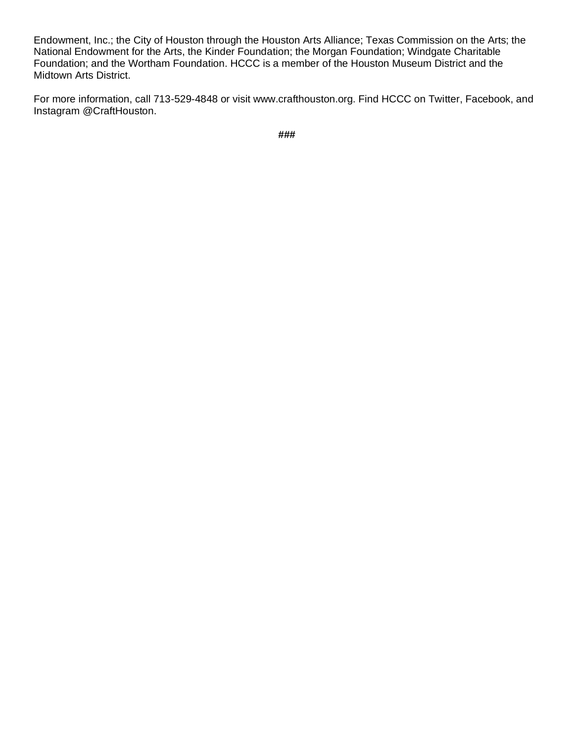Endowment, Inc.; the City of Houston through the Houston Arts Alliance; Texas Commission on the Arts; the National Endowment for the Arts, the Kinder Foundation; the Morgan Foundation; Windgate Charitable Foundation; and the Wortham Foundation. HCCC is a member of the Houston Museum District and the Midtown Arts District.

For more information, call 713-529-4848 or visit www.crafthouston.org. Find HCCC on Twitter, Facebook, and Instagram @CraftHouston.

###